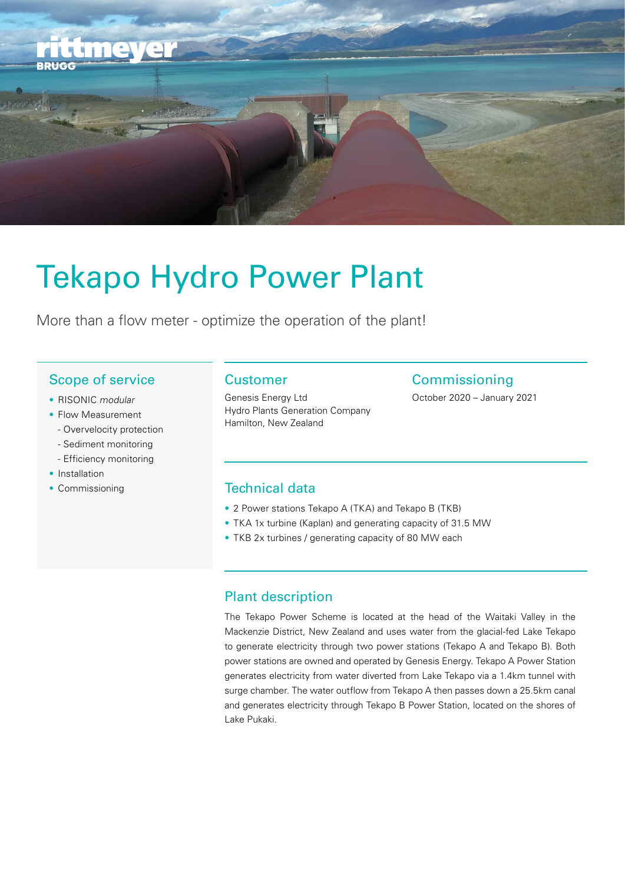# Tekapo Hydro Power Plant

More than a flow meter - optimize the operation of the plant!

## Scope of service

- RISONIC *modular*
- Flow Measurement
  - Overvelocity protection
  - Sediment monitoring
  - Efficiency monitoring
- Installation
- Commissioning

## Customer

Genesis Energy Ltd
Hydro Plants Generation Company
Hamilton, New Zealand

## Commissioning

October 2020 – January 2021

## Technical data

- 2 Power stations Tekapo A (TKA) and Tekapo B (TKB)
- TKA 1x turbine (Kaplan) and generating capacity of 31.5 MW
- TKB 2x turbines / generating capacity of 80 MW each

## Plant description

The Tekapo Power Scheme is located at the head of the Waitaki Valley in the Mackenzie District, New Zealand and uses water from the glacial-fed Lake Tekapo to generate electricity through two power stations (Tekapo A and Tekapo B). Both power stations are owned and operated by Genesis Energy. Tekapo A Power Station generates electricity from water diverted from Lake Tekapo via a 1.4km tunnel with surge chamber. The water outflow from Tekapo A then passes down a 25.5km canal and generates electricity through Tekapo B Power Station, located on the shores of Lake Pukaki.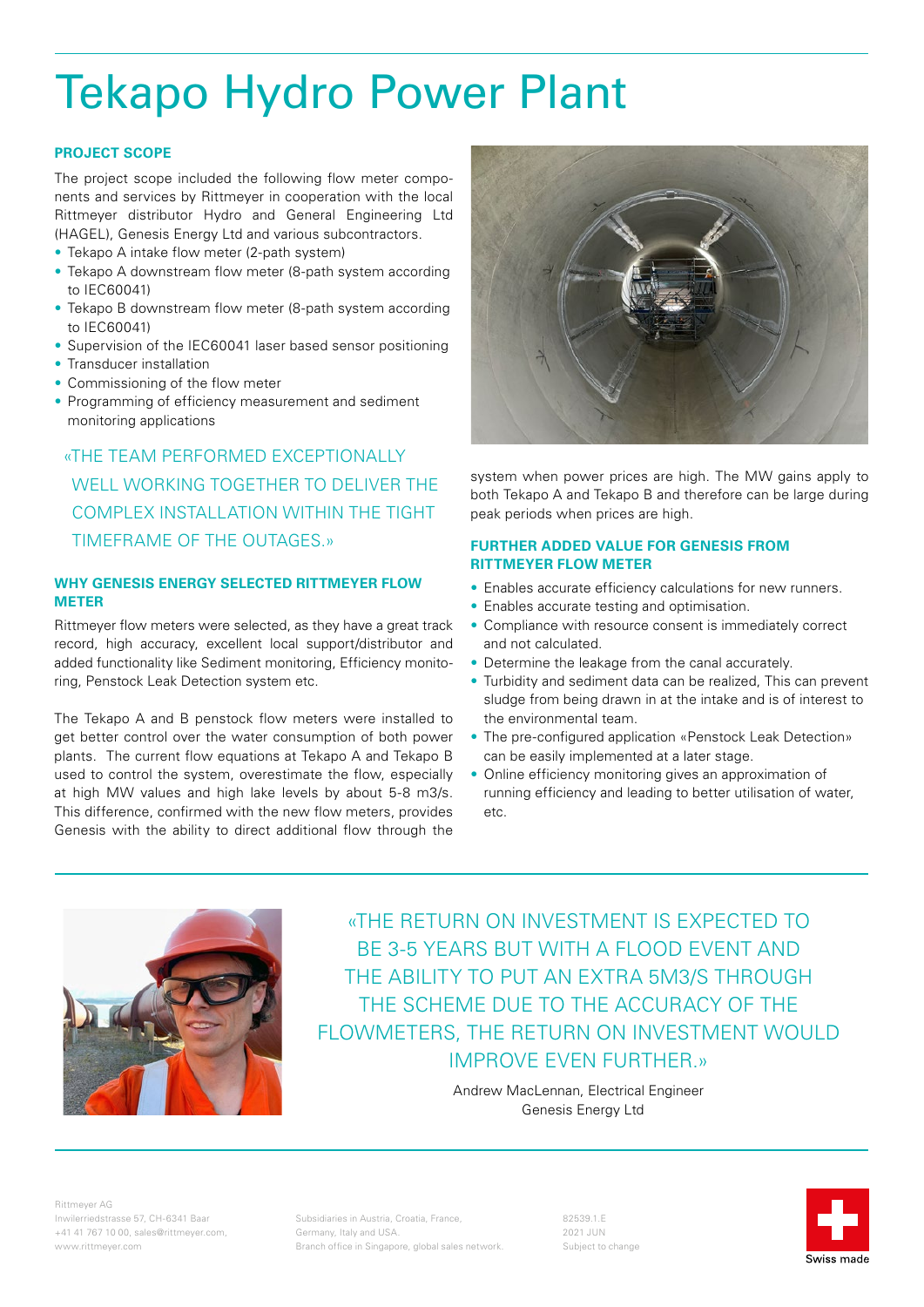# Tekapo Hydro Power Plant

## PROJECT SCOPE

The project scope included the following flow meter components and services by Rittmeyer in cooperation with the local Rittmeyer distributor Hydro and General Engineering Ltd (HAGEL), Genesis Energy Ltd and various subcontractors.

- Tekapo A intake flow meter (2-path system)
- Tekapo A downstream flow meter (8-path system according to IEC60041)
- Tekapo B downstream flow meter (8-path system according to IEC60041)
- Supervision of the IEC60041 laser based sensor positioning
- Transducer installation
- Commissioning of the flow meter
- Programming of efficiency measurement and sediment monitoring applications

«THE TEAM PERFORMED EXCEPTIONALLY WELL WORKING TOGETHER TO DELIVER THE COMPLEX INSTALLATION WITHIN THE TIGHT TIMEFRAME OF THE OUTAGES.»

## WHY GENESIS ENERGY SELECTED RITTMEYER FLOW METER

Rittmeyer flow meters were selected, as they have a great track record, high accuracy, excellent local support/distributor and added functionality like Sediment monitoring, Efficiency monitoring, Penstock Leak Detection system etc.

The Tekapo A and B penstock flow meters were installed to get better control over the water consumption of both power plants. The current flow equations at Tekapo A and Tekapo B used to control the system, overestimate the flow, especially at high MW values and high lake levels by about 5-8 m3/s. This difference, confirmed with the new flow meters, provides Genesis with the ability to direct additional flow through the system when power prices are high. The MW gains apply to both Tekapo A and Tekapo B and therefore can be large during peak periods when prices are high.

## FURTHER ADDED VALUE FOR GENESIS FROM RITTMEYER FLOW METER

- Enables accurate efficiency calculations for new runners.
- Enables accurate testing and optimisation.
- Compliance with resource consent is immediately correct and not calculated.
- Determine the leakage from the canal accurately.
- Turbidity and sediment data can be realized, This can prevent sludge from being drawn in at the intake and is of interest to the environmental team.
- The pre-configured application «Penstock Leak Detection» can be easily implemented at a later stage.
- Online efficiency monitoring gives an approximation of running efficiency and leading to better utilisation of water, etc.

«THE RETURN ON INVESTMENT IS EXPECTED TO BE 3-5 YEARS BUT WITH A FLOOD EVENT AND THE ABILITY TO PUT AN EXTRA 5M3/S THROUGH THE SCHEME DUE TO THE ACCURACY OF THE FLOWMETERS, THE RETURN ON INVESTMENT WOULD IMPROVE EVEN FURTHER.»

Andrew MacLennan, Electrical Engineer
Genesis Energy Ltd

Rittmeyer AG
Inwilerriedstrasse 57, CH-6341 Baar
+41 41 767 10 00, sales@rittmeyer.com,
www.rittmeyer.com

Subsidiaries in Austria, Croatia, France, Germany, Italy and USA.
Branch office in Singapore, global sales network.

82539.1.E
2021 JUN
Subject to change

Swiss made